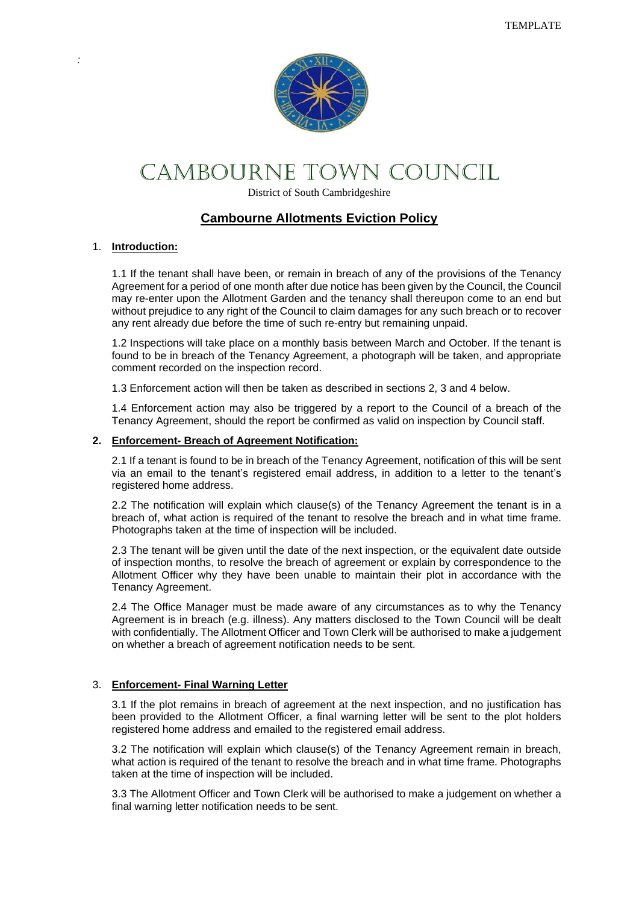TEMPLATE

# CAMBOURNE TOWN COUNCIL

District of South Cambridgeshire

## Cambourne Allotments Eviction Policy

1. **Introduction:**

1.1 If the tenant shall have been, or remain in breach of any of the provisions of the Tenancy Agreement for a period of one month after due notice has been given by the Council, the Council may re-enter upon the Allotment Garden and the tenancy shall thereupon come to an end but without prejudice to any right of the Council to claim damages for any such breach or to recover any rent already due before the time of such re-entry but remaining unpaid.

1.2 Inspections will take place on a monthly basis between March and October. If the tenant is found to be in breach of the Tenancy Agreement, a photograph will be taken, and appropriate comment recorded on the inspection record.

1.3 Enforcement action will then be taken as described in sections 2, 3 and 4 below.

1.4 Enforcement action may also be triggered by a report to the Council of a breach of the Tenancy Agreement, should the report be confirmed as valid on inspection by Council staff.

2. **Enforcement- Breach of Agreement Notification:**

2.1 If a tenant is found to be in breach of the Tenancy Agreement, notification of this will be sent via an email to the tenant's registered email address, in addition to a letter to the tenant's registered home address.

2.2 The notification will explain which clause(s) of the Tenancy Agreement the tenant is in a breach of, what action is required of the tenant to resolve the breach and in what time frame. Photographs taken at the time of inspection will be included.

2.3 The tenant will be given until the date of the next inspection, or the equivalent date outside of inspection months, to resolve the breach of agreement or explain by correspondence to the Allotment Officer why they have been unable to maintain their plot in accordance with the Tenancy Agreement.

2.4 The Office Manager must be made aware of any circumstances as to why the Tenancy Agreement is in breach (e.g. illness). Any matters disclosed to the Town Council will be dealt with confidentially. The Allotment Officer and Town Clerk will be authorised to make a judgement on whether a breach of agreement notification needs to be sent.

3. **Enforcement- Final Warning Letter**

3.1 If the plot remains in breach of agreement at the next inspection, and no justification has been provided to the Allotment Officer, a final warning letter will be sent to the plot holders registered home address and emailed to the registered email address.

3.2 The notification will explain which clause(s) of the Tenancy Agreement remain in breach, what action is required of the tenant to resolve the breach and in what time frame. Photographs taken at the time of inspection will be included.

3.3 The Allotment Officer and Town Clerk will be authorised to make a judgement on whether a final warning letter notification needs to be sent.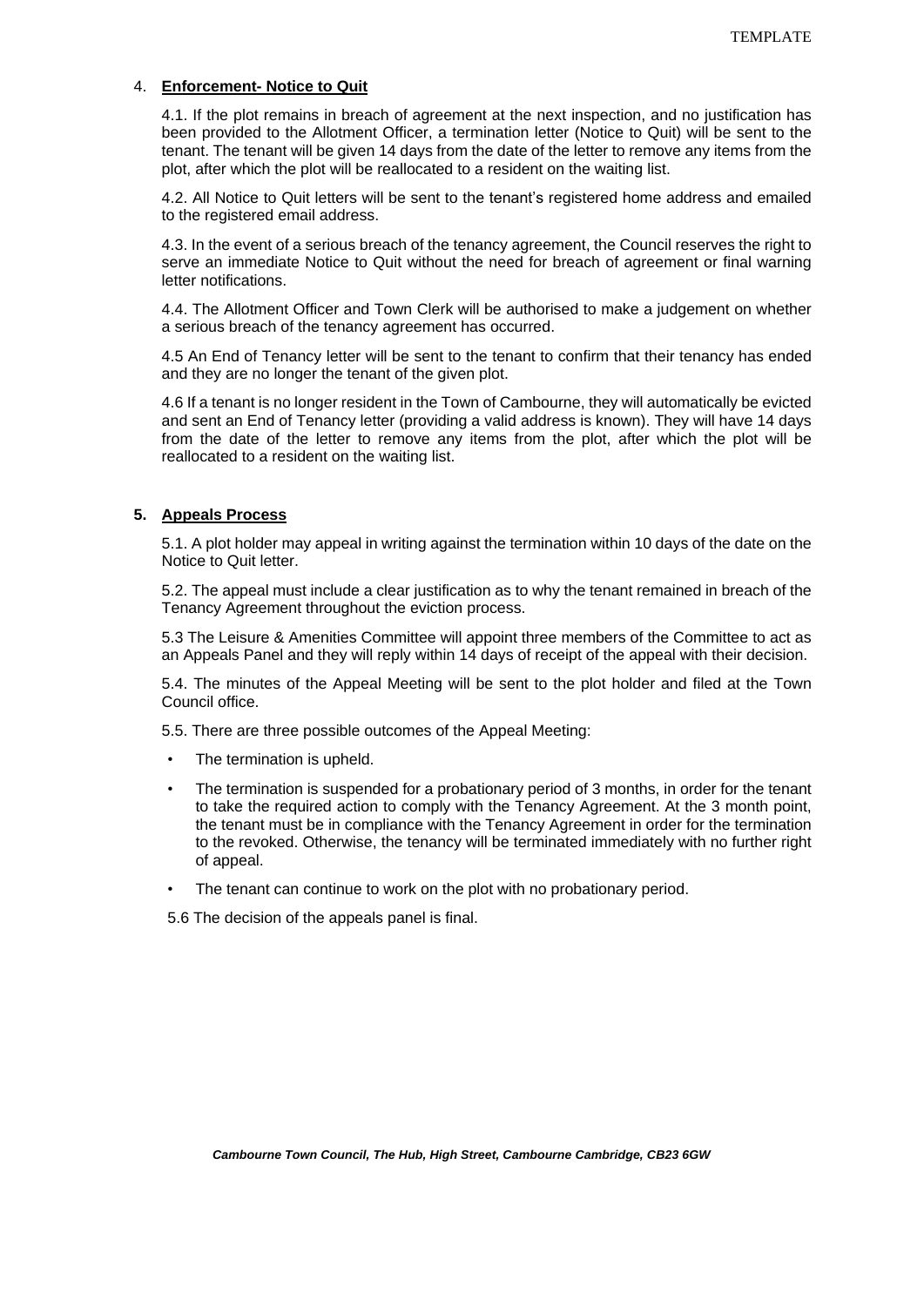## 4. **Enforcement- Notice to Quit**

4.1. If the plot remains in breach of agreement at the next inspection, and no justification has been provided to the Allotment Officer, a termination letter (Notice to Quit) will be sent to the tenant. The tenant will be given 14 days from the date of the letter to remove any items from the plot, after which the plot will be reallocated to a resident on the waiting list.

4.2. All Notice to Quit letters will be sent to the tenant's registered home address and emailed to the registered email address.

4.3. In the event of a serious breach of the tenancy agreement, the Council reserves the right to serve an immediate Notice to Quit without the need for breach of agreement or final warning letter notifications.

4.4. The Allotment Officer and Town Clerk will be authorised to make a judgement on whether a serious breach of the tenancy agreement has occurred.

4.5 An End of Tenancy letter will be sent to the tenant to confirm that their tenancy has ended and they are no longer the tenant of the given plot.

4.6 If a tenant is no longer resident in the Town of Cambourne, they will automatically be evicted and sent an End of Tenancy letter (providing a valid address is known). They will have 14 days from the date of the letter to remove any items from the plot, after which the plot will be reallocated to a resident on the waiting list.

## 5. **Appeals Process**

5.1. A plot holder may appeal in writing against the termination within 10 days of the date on the Notice to Quit letter.

5.2. The appeal must include a clear justification as to why the tenant remained in breach of the Tenancy Agreement throughout the eviction process.

5.3 The Leisure & Amenities Committee will appoint three members of the Committee to act as an Appeals Panel and they will reply within 14 days of receipt of the appeal with their decision.

5.4. The minutes of the Appeal Meeting will be sent to the plot holder and filed at the Town Council office.

5.5. There are three possible outcomes of the Appeal Meeting:

- The termination is upheld.
- The termination is suspended for a probationary period of 3 months, in order for the tenant to take the required action to comply with the Tenancy Agreement. At the 3 month point, the tenant must be in compliance with the Tenancy Agreement in order for the termination to the revoked. Otherwise, the tenancy will be terminated immediately with no further right of appeal.
- The tenant can continue to work on the plot with no probationary period.

5.6 The decision of the appeals panel is final.